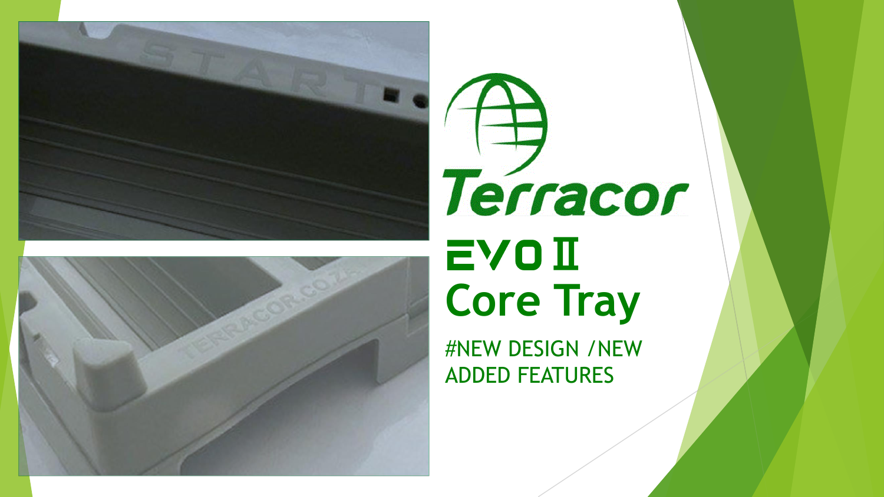# Terracor

## EVO II Core Tray

#NEW DESIGN /NEW ADDED FEATURES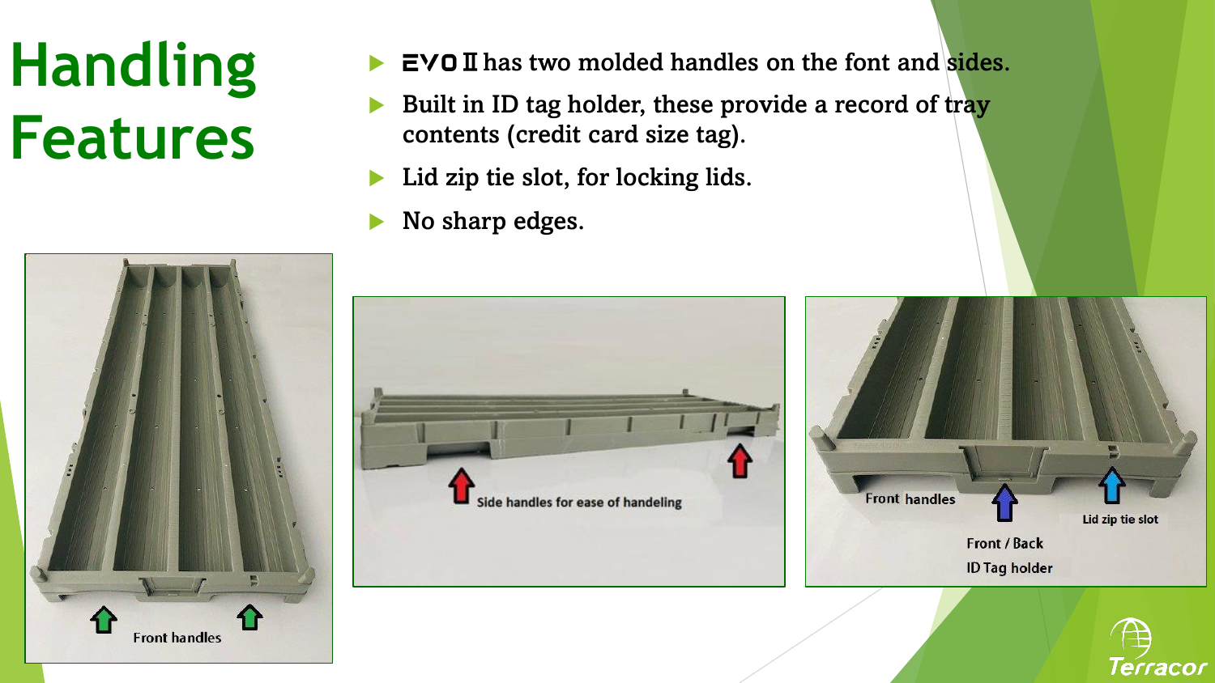# Handling Features

- EVO II has two molded handles on the font and sides.
- Built in ID tag holder, these provide a record of tray contents (credit card size tag).
- Lid zip tie slot, for locking lids.
- No sharp edges.

Front handles

Side handles for ease of handeling

Front handles

Lid zip tie slot

Front / Back ID Tag holder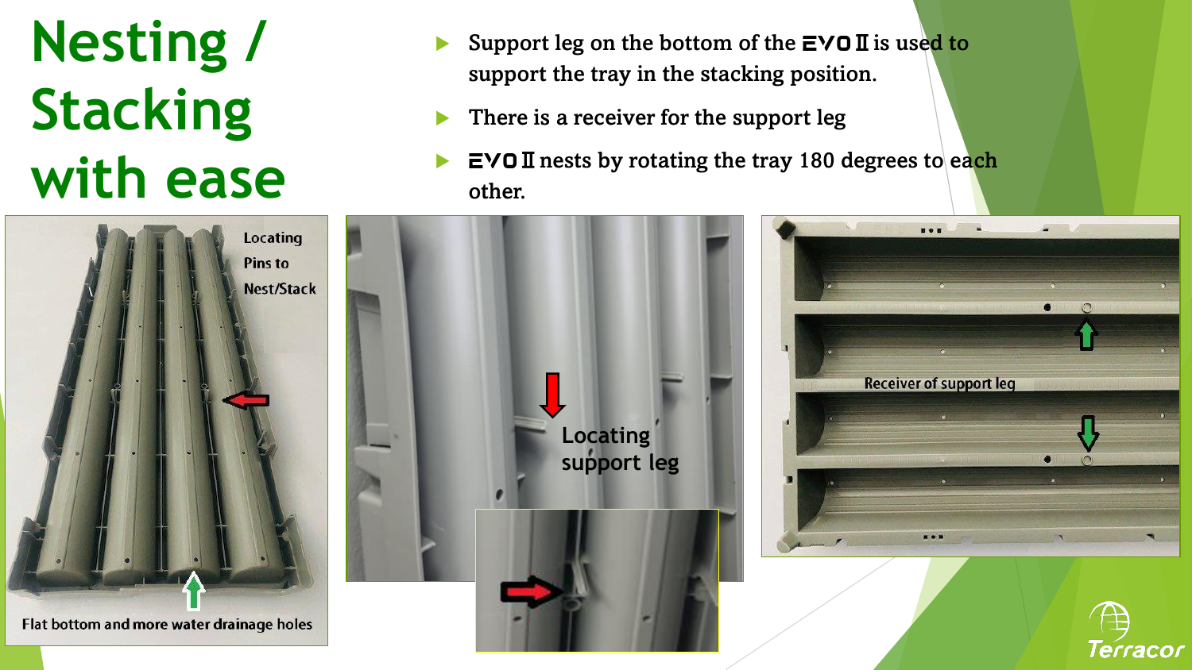# Nesting / Stacking with ease

- Support leg on the bottom of the EVO II is used to support the tray in the stacking position.
- There is a receiver for the support leg
- EVO II nests by rotating the tray 180 degrees to each other.

Locating Pins to Nest/Stack

Flat bottom and more water drainage holes

Locating support leg

Receiver of support leg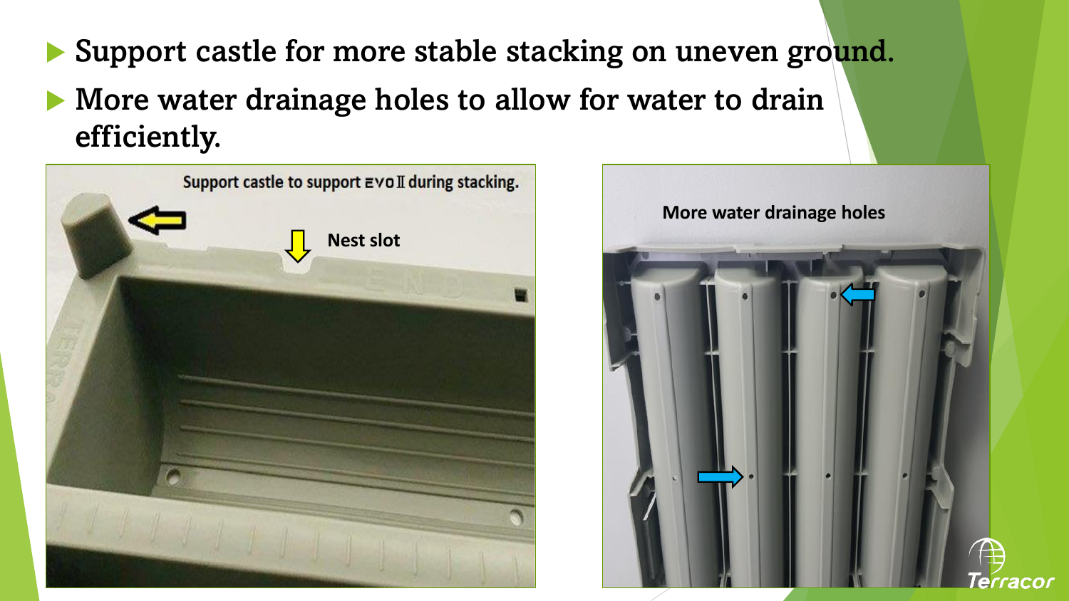- Support castle for more stable stacking on uneven ground.
- More water drainage holes to allow for water to drain efficiently.

Support castle to support EVO II during stacking.

Nest slot

More water drainage holes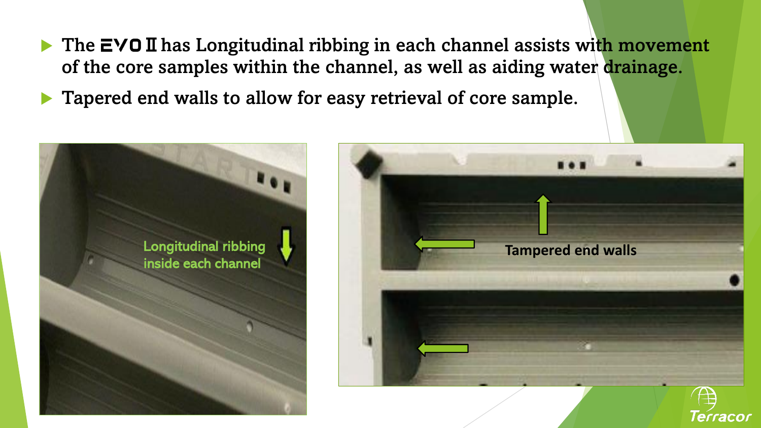- The EVO II has Longitudinal ribbing in each channel assists with movement of the core samples within the channel, as well as aiding water drainage.
- Tapered end walls to allow for easy retrieval of core sample.

Longitudinal ribbing inside each channel

Tampered end walls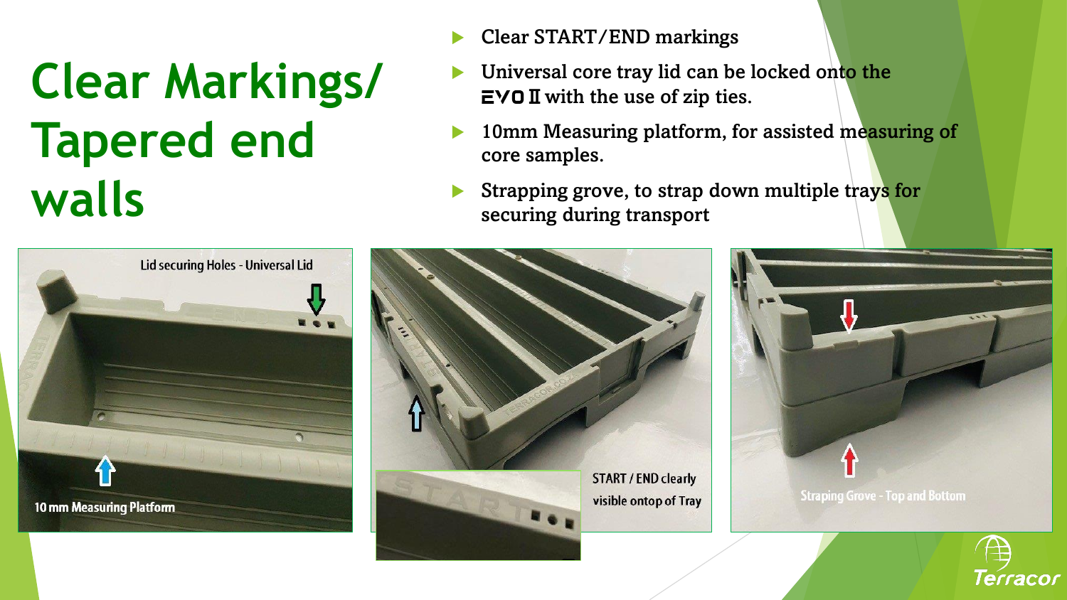# Clear Markings/ Tapered end walls

- Clear START/END markings
- Universal core tray lid can be locked onto the EVO II with the use of zip ties.
- 10mm Measuring platform, for assisted measuring of core samples.
- Strapping grove, to strap down multiple trays for securing during transport

Lid securing Holes - Universal Lid

10 mm Measuring Platform

START / END clearly visible ontop of Tray

Straping Grove - Top and Bottom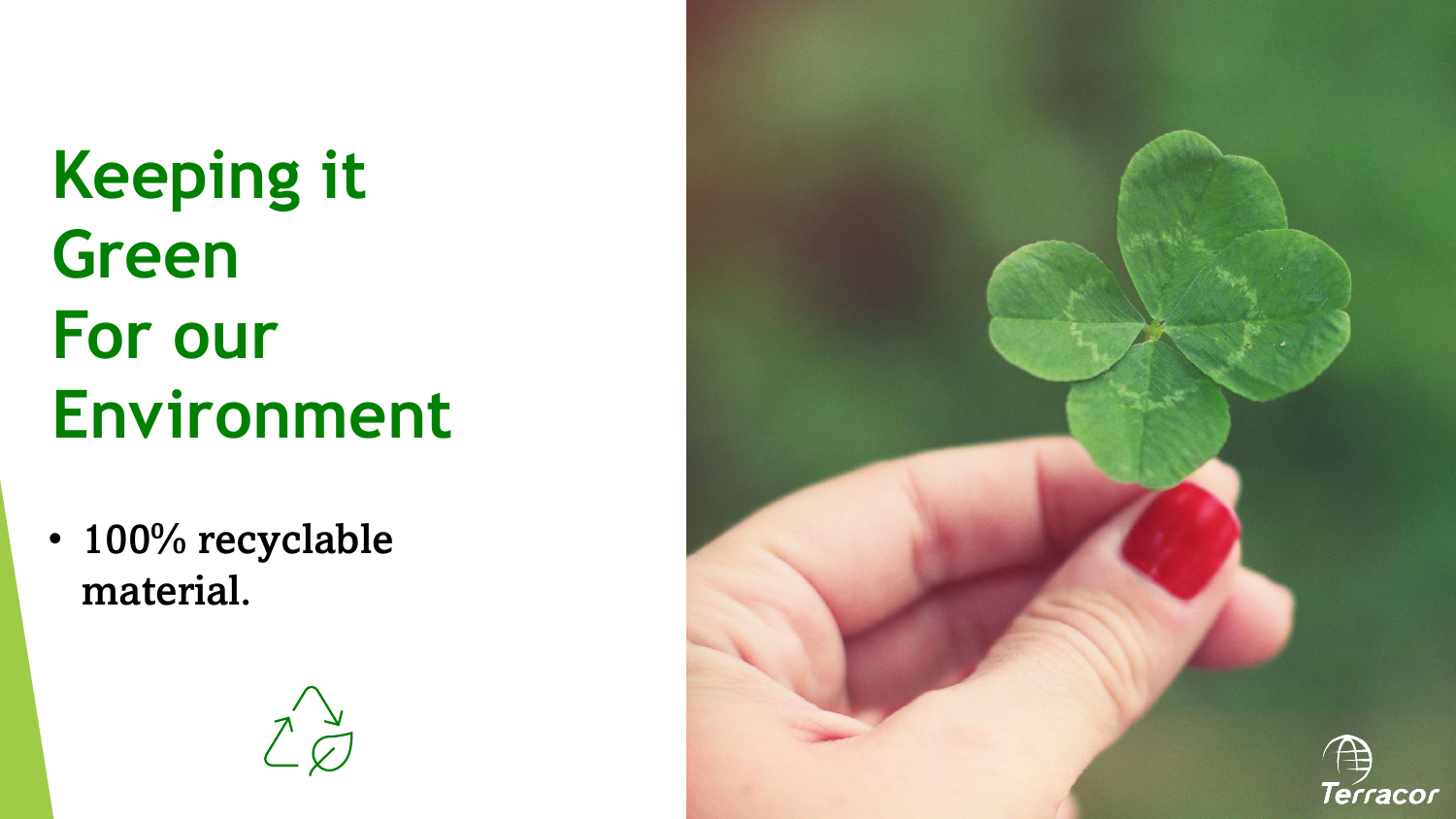# Keeping it Green For our Environment

- 100% recyclable material.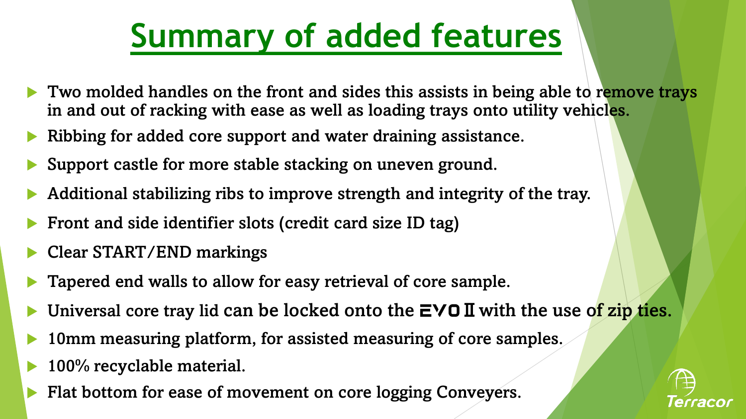# Summary of added features

- Two molded handles on the front and sides this assists in being able to remove trays in and out of racking with ease as well as loading trays onto utility vehicles.
- Ribbing for added core support and water draining assistance.
- Support castle for more stable stacking on uneven ground.
- Additional stabilizing ribs to improve strength and integrity of the tray.
- Front and side identifier slots (credit card size ID tag)
- Clear START/END markings
- Tapered end walls to allow for easy retrieval of core sample.
- Universal core tray lid can be locked onto the EVO II with the use of zip ties.
- 10mm measuring platform, for assisted measuring of core samples.
- 100% recyclable material.
- Flat bottom for ease of movement on core logging Conveyers.